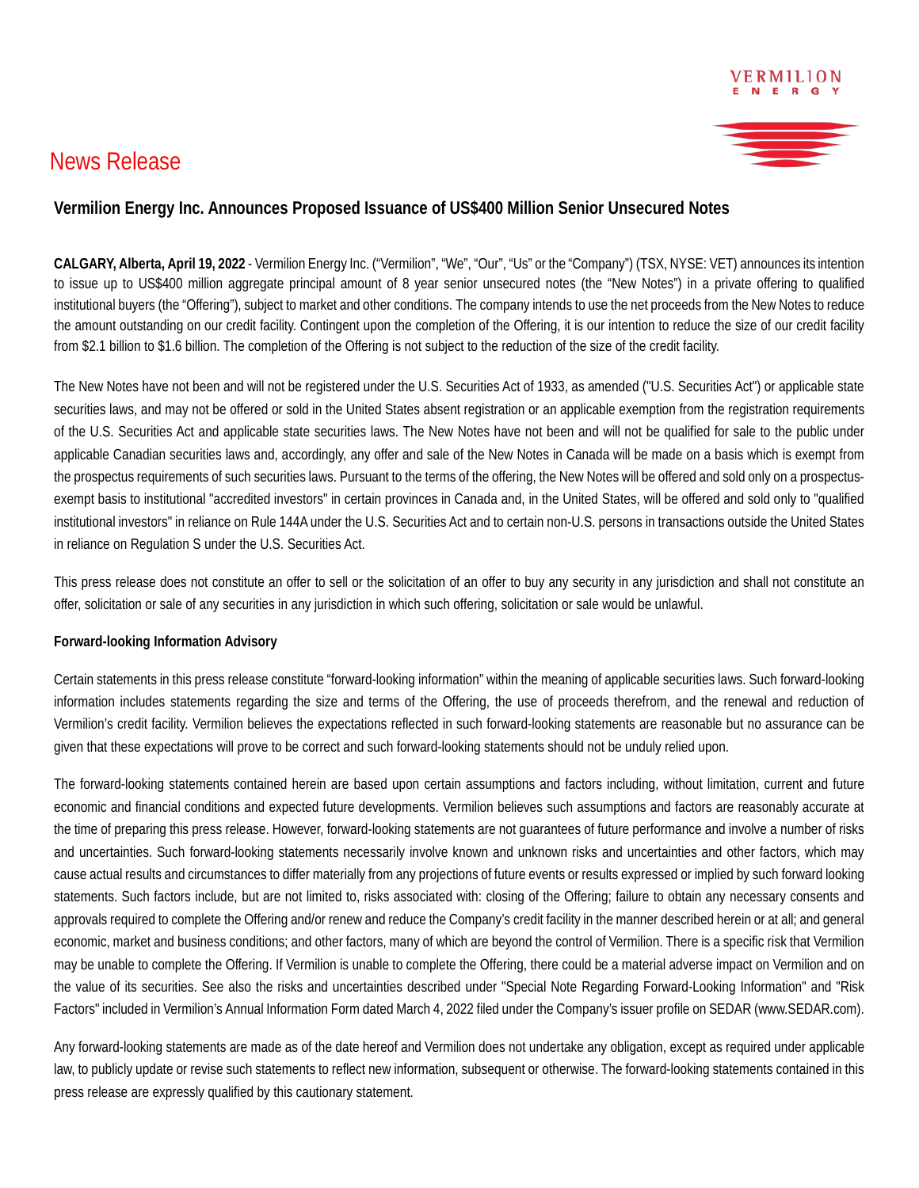News Release

## Vermilion Energy Inc. Announces Proposed Issuance of US$400 Million Senior Unsecured Notes

**CALGARY, Alberta, April 19, 2022** - Vermilion Energy Inc. ("Vermilion", "We", "Our", "Us" or the "Company") (TSX, NYSE: VET) announces its intention to issue up to US$400 million aggregate principal amount of 8 year senior unsecured notes (the "New Notes") in a private offering to qualified institutional buyers (the "Offering"), subject to market and other conditions. The company intends to use the net proceeds from the New Notes to reduce the amount outstanding on our credit facility. Contingent upon the completion of the Offering, it is our intention to reduce the size of our credit facility from $2.1 billion to $1.6 billion. The completion of the Offering is not subject to the reduction of the size of the credit facility.

The New Notes have not been and will not be registered under the U.S. Securities Act of 1933, as amended ("U.S. Securities Act") or applicable state securities laws, and may not be offered or sold in the United States absent registration or an applicable exemption from the registration requirements of the U.S. Securities Act and applicable state securities laws. The New Notes have not been and will not be qualified for sale to the public under applicable Canadian securities laws and, accordingly, any offer and sale of the New Notes in Canada will be made on a basis which is exempt from the prospectus requirements of such securities laws. Pursuant to the terms of the offering, the New Notes will be offered and sold only on a prospectus-exempt basis to institutional "accredited investors" in certain provinces in Canada and, in the United States, will be offered and sold only to "qualified institutional investors" in reliance on Rule 144A under the U.S. Securities Act and to certain non-U.S. persons in transactions outside the United States in reliance on Regulation S under the U.S. Securities Act.

This press release does not constitute an offer to sell or the solicitation of an offer to buy any security in any jurisdiction and shall not constitute an offer, solicitation or sale of any securities in any jurisdiction in which such offering, solicitation or sale would be unlawful.

**Forward-looking Information Advisory**

Certain statements in this press release constitute "forward-looking information" within the meaning of applicable securities laws. Such forward-looking information includes statements regarding the size and terms of the Offering, the use of proceeds therefrom, and the renewal and reduction of Vermilion's credit facility. Vermilion believes the expectations reflected in such forward-looking statements are reasonable but no assurance can be given that these expectations will prove to be correct and such forward-looking statements should not be unduly relied upon.

The forward-looking statements contained herein are based upon certain assumptions and factors including, without limitation, current and future economic and financial conditions and expected future developments. Vermilion believes such assumptions and factors are reasonably accurate at the time of preparing this press release. However, forward-looking statements are not guarantees of future performance and involve a number of risks and uncertainties. Such forward-looking statements necessarily involve known and unknown risks and uncertainties and other factors, which may cause actual results and circumstances to differ materially from any projections of future events or results expressed or implied by such forward looking statements. Such factors include, but are not limited to, risks associated with: closing of the Offering; failure to obtain any necessary consents and approvals required to complete the Offering and/or renew and reduce the Company's credit facility in the manner described herein or at all; and general economic, market and business conditions; and other factors, many of which are beyond the control of Vermilion. There is a specific risk that Vermilion may be unable to complete the Offering. If Vermilion is unable to complete the Offering, there could be a material adverse impact on Vermilion and on the value of its securities. See also the risks and uncertainties described under "Special Note Regarding Forward-Looking Information" and "Risk Factors" included in Vermilion's Annual Information Form dated March 4, 2022 filed under the Company's issuer profile on SEDAR (www.SEDAR.com).

Any forward-looking statements are made as of the date hereof and Vermilion does not undertake any obligation, except as required under applicable law, to publicly update or revise such statements to reflect new information, subsequent or otherwise. The forward-looking statements contained in this press release are expressly qualified by this cautionary statement.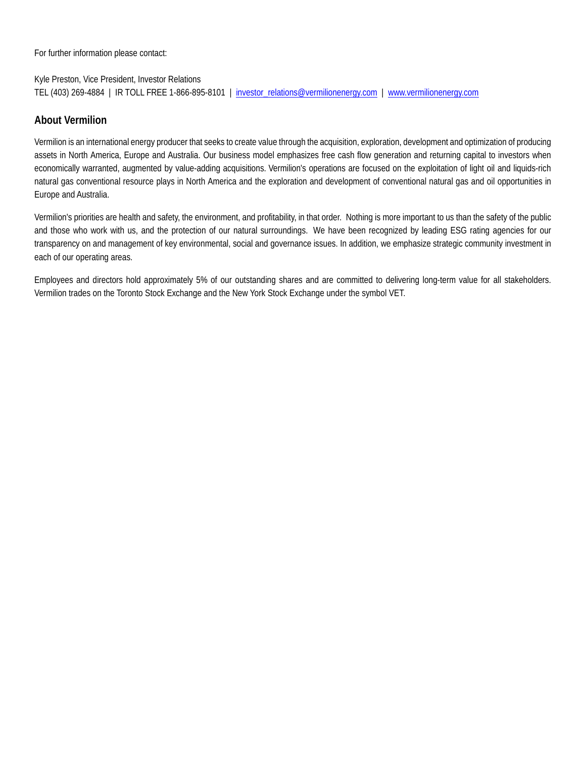For further information please contact:

Kyle Preston, Vice President, Investor Relations
TEL (403) 269-4884 | IR TOLL FREE 1-866-895-8101 | [investor_relations@vermilionenergy.com](mailto:investor_relations@vermilionenergy.com) | [www.vermilionenergy.com](http://www.vermilionenergy.com)

## About Vermilion

Vermilion is an international energy producer that seeks to create value through the acquisition, exploration, development and optimization of producing assets in North America, Europe and Australia. Our business model emphasizes free cash flow generation and returning capital to investors when economically warranted, augmented by value-adding acquisitions. Vermilion's operations are focused on the exploitation of light oil and liquids-rich natural gas conventional resource plays in North America and the exploration and development of conventional natural gas and oil opportunities in Europe and Australia.

Vermilion's priorities are health and safety, the environment, and profitability, in that order. Nothing is more important to us than the safety of the public and those who work with us, and the protection of our natural surroundings. We have been recognized by leading ESG rating agencies for our transparency on and management of key environmental, social and governance issues. In addition, we emphasize strategic community investment in each of our operating areas.

Employees and directors hold approximately 5% of our outstanding shares and are committed to delivering long-term value for all stakeholders. Vermilion trades on the Toronto Stock Exchange and the New York Stock Exchange under the symbol VET.